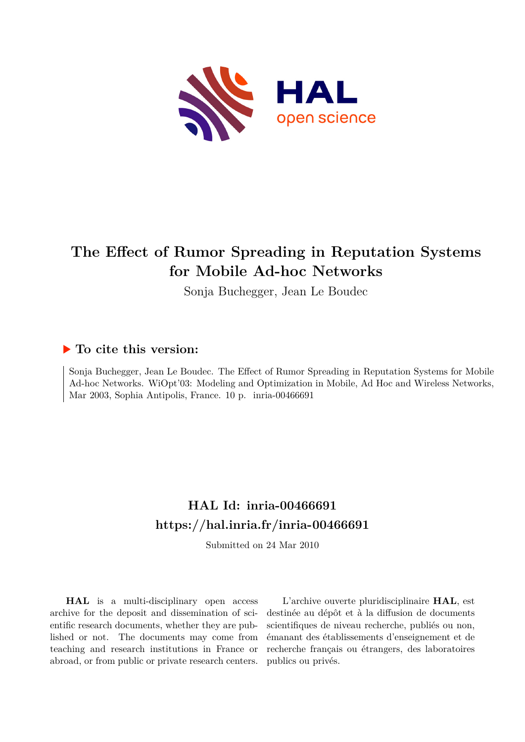# The Effect of Rumor Spreading in Reputation Systems for Mobile Ad-hoc Networks

Sonja Buchegger, Jean Le Boudec

## To cite this version:

Sonja Buchegger, Jean Le Boudec. The Effect of Rumor Spreading in Reputation Systems for Mobile Ad-hoc Networks. WiOpt'03: Modeling and Optimization in Mobile, Ad Hoc and Wireless Networks, Mar 2003, Sophia Antipolis, France. 10 p. inria-00466691

## HAL Id: inria-00466691
## https://hal.inria.fr/inria-00466691

Submitted on 24 Mar 2010

**HAL** is a multi-disciplinary open access archive for the deposit and dissemination of scientific research documents, whether they are published or not. The documents may come from teaching and research institutions in France or abroad, or from public or private research centers.

L'archive ouverte pluridisciplinaire **HAL**, est destinée au dépôt et à la diffusion de documents scientifiques de niveau recherche, publiés ou non, émanant des établissements d'enseignement et de recherche français ou étrangers, des laboratoires publics ou privés.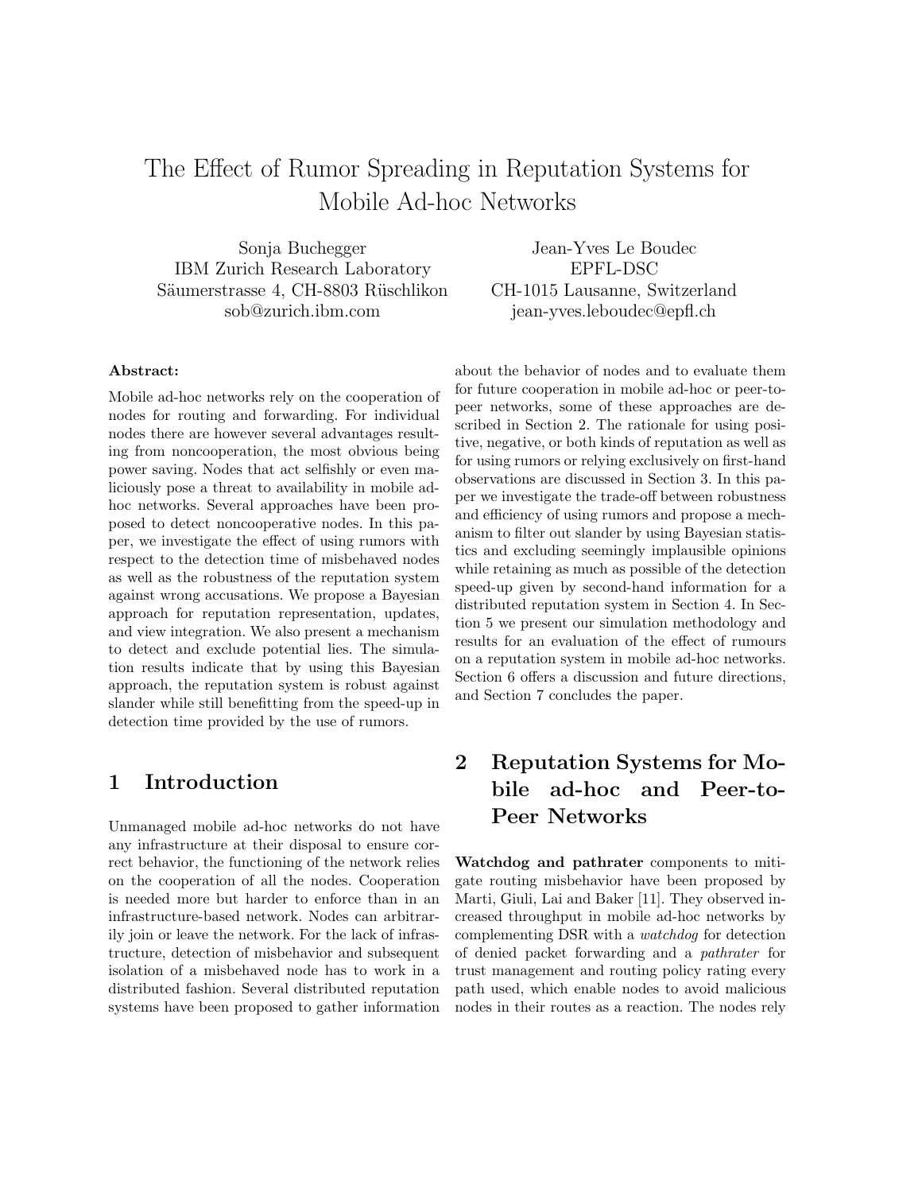# The Effect of Rumor Spreading in Reputation Systems for Mobile Ad-hoc Networks

Sonja Buchegger
IBM Zurich Research Laboratory
Säumerstrasse 4, CH-8803 Rüschlikon
sob@zurich.ibm.com

Jean-Yves Le Boudec
EPFL-DSC
CH-1015 Lausanne, Switzerland
jean-yves.leboudec@epfl.ch

**Abstract:**

Mobile ad-hoc networks rely on the cooperation of nodes for routing and forwarding. For individual nodes there are however several advantages resulting from noncooperation, the most obvious being power saving. Nodes that act selfishly or even maliciously pose a threat to availability in mobile ad-hoc networks. Several approaches have been proposed to detect noncooperative nodes. In this paper, we investigate the effect of using rumors with respect to the detection time of misbehaved nodes as well as the robustness of the reputation system against wrong accusations. We propose a Bayesian approach for reputation representation, updates, and view integration. We also present a mechanism to detect and exclude potential lies. The simulation results indicate that by using this Bayesian approach, the reputation system is robust against slander while still benefitting from the speed-up in detection time provided by the use of rumors.

## 1 Introduction

Unmanaged mobile ad-hoc networks do not have any infrastructure at their disposal to ensure correct behavior, the functioning of the network relies on the cooperation of all the nodes. Cooperation is needed more but harder to enforce than in an infrastructure-based network. Nodes can arbitrarily join or leave the network. For the lack of infrastructure, detection of misbehavior and subsequent isolation of a misbehaved node has to work in a distributed fashion. Several distributed reputation systems have been proposed to gather information about the behavior of nodes and to evaluate them for future cooperation in mobile ad-hoc or peer-to-peer networks, some of these approaches are described in Section 2. The rationale for using positive, negative, or both kinds of reputation as well as for using rumors or relying exclusively on first-hand observations are discussed in Section 3. In this paper we investigate the trade-off between robustness and efficiency of using rumors and propose a mechanism to filter out slander by using Bayesian statistics and excluding seemingly implausible opinions while retaining as much as possible of the detection speed-up given by second-hand information for a distributed reputation system in Section 4. In Section 5 we present our simulation methodology and results for an evaluation of the effect of rumours on a reputation system in mobile ad-hoc networks. Section 6 offers a discussion and future directions, and Section 7 concludes the paper.

## 2 Reputation Systems for Mobile ad-hoc and Peer-to-Peer Networks

**Watchdog and pathrater** components to mitigate routing misbehavior have been proposed by Marti, Giuli, Lai and Baker [11]. They observed increased throughput in mobile ad-hoc networks by complementing DSR with a *watchdog* for detection of denied packet forwarding and a *pathrater* for trust management and routing policy rating every path used, which enable nodes to avoid malicious nodes in their routes as a reaction. The nodes rely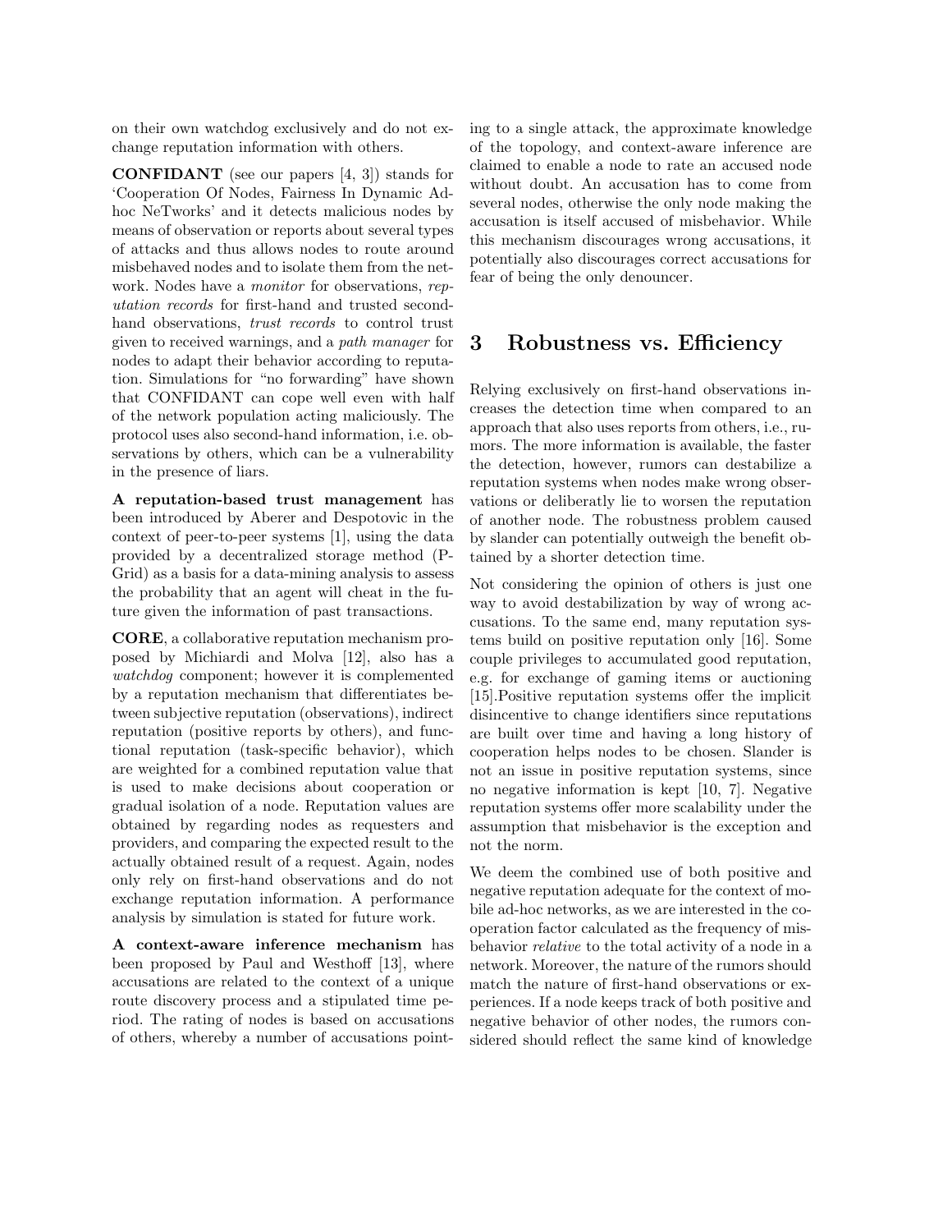on their own watchdog exclusively and do not exchange reputation information with others.

**CONFIDANT** (see our papers [4, 3]) stands for 'Cooperation Of Nodes, Fairness In Dynamic Ad-hoc NeTworks' and it detects malicious nodes by means of observation or reports about several types of attacks and thus allows nodes to route around misbehaved nodes and to isolate them from the network. Nodes have a *monitor* for observations, *reputation records* for first-hand and trusted second-hand observations, *trust records* to control trust given to received warnings, and a *path manager* for nodes to adapt their behavior according to reputation. Simulations for "no forwarding" have shown that CONFIDANT can cope well even with half of the network population acting maliciously. The protocol uses also second-hand information, i.e. observations by others, which can be a vulnerability in the presence of liars.

**A reputation-based trust management** has been introduced by Aberer and Despotovic in the context of peer-to-peer systems [1], using the data provided by a decentralized storage method (P-Grid) as a basis for a data-mining analysis to assess the probability that an agent will cheat in the future given the information of past transactions.

**CORE**, a collaborative reputation mechanism proposed by Michiardi and Molva [12], also has a *watchdog* component; however it is complemented by a reputation mechanism that differentiates between subjective reputation (observations), indirect reputation (positive reports by others), and functional reputation (task-specific behavior), which are weighted for a combined reputation value that is used to make decisions about cooperation or gradual isolation of a node. Reputation values are obtained by regarding nodes as requesters and providers, and comparing the expected result to the actually obtained result of a request. Again, nodes only rely on first-hand observations and do not exchange reputation information. A performance analysis by simulation is stated for future work.

**A context-aware inference mechanism** has been proposed by Paul and Westhoff [13], where accusations are related to the context of a unique route discovery process and a stipulated time period. The rating of nodes is based on accusations of others, whereby a number of accusations pointing to a single attack, the approximate knowledge of the topology, and context-aware inference are claimed to enable a node to rate an accused node without doubt. An accusation has to come from several nodes, otherwise the only node making the accusation is itself accused of misbehavior. While this mechanism discourages wrong accusations, it potentially also discourages correct accusations for fear of being the only denouncer.

# 3 Robustness vs. Efficiency

Relying exclusively on first-hand observations increases the detection time when compared to an approach that also uses reports from others, i.e., rumors. The more information is available, the faster the detection, however, rumors can destabilize a reputation systems when nodes make wrong observations or deliberatly lie to worsen the reputation of another node. The robustness problem caused by slander can potentially outweigh the benefit obtained by a shorter detection time.

Not considering the opinion of others is just one way to avoid destabilization by way of wrong accusations. To the same end, many reputation systems build on positive reputation only [16]. Some couple privileges to accumulated good reputation, e.g. for exchange of gaming items or auctioning [15].Positive reputation systems offer the implicit disincentive to change identifiers since reputations are built over time and having a long history of cooperation helps nodes to be chosen. Slander is not an issue in positive reputation systems, since no negative information is kept [10, 7]. Negative reputation systems offer more scalability under the assumption that misbehavior is the exception and not the norm.

We deem the combined use of both positive and negative reputation adequate for the context of mobile ad-hoc networks, as we are interested in the cooperation factor calculated as the frequency of misbehavior *relative* to the total activity of a node in a network. Moreover, the nature of the rumors should match the nature of first-hand observations or experiences. If a node keeps track of both positive and negative behavior of other nodes, the rumors considered should reflect the same kind of knowledge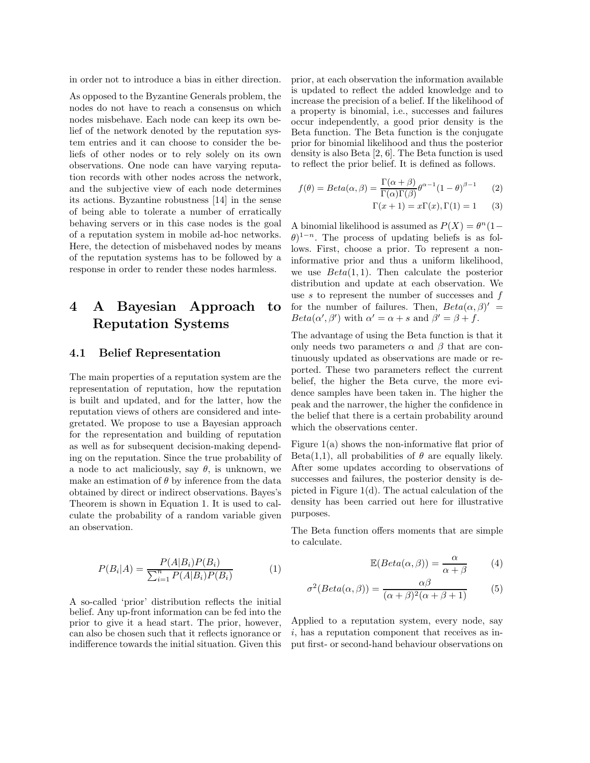in order not to introduce a bias in either direction.

As opposed to the Byzantine Generals problem, the nodes do not have to reach a consensus on which nodes misbehave. Each node can keep its own belief of the network denoted by the reputation system entries and it can choose to consider the beliefs of other nodes or to rely solely on its own observations. One node can have varying reputation records with other nodes across the network, and the subjective view of each node determines its actions. Byzantine robustness [14] in the sense of being able to tolerate a number of erratically behaving servers or in this case nodes is the goal of a reputation system in mobile ad-hoc networks. Here, the detection of misbehaved nodes by means of the reputation systems has to be followed by a response in order to render these nodes harmless.

# 4 A Bayesian Approach to Reputation Systems

## 4.1 Belief Representation

The main properties of a reputation system are the representation of reputation, how the reputation is built and updated, and for the latter, how the reputation views of others are considered and integretated. We propose to use a Bayesian approach for the representation and building of reputation as well as for subsequent decision-making depending on the reputation. Since the true probability of a node to act maliciously, say $\theta$, is unknown, we make an estimation of $\theta$ by inference from the data obtained by direct or indirect observations. Bayes's Theorem is shown in Equation 1. It is used to calculate the probability of a random variable given an observation.

$$P(B_i|A) = \frac{P(A|B_i)P(B_i)}{\sum_{i=1}^{n} P(A|B_i)P(B_i)} \tag{1}$$

A so-called 'prior' distribution reflects the initial belief. Any up-front information can be fed into the prior to give it a head start. The prior, however, can also be chosen such that it reflects ignorance or indifference towards the initial situation. Given this prior, at each observation the information available is updated to reflect the added knowledge and to increase the precision of a belief. If the likelihood of a property is binomial, i.e., successes and failures occur independently, a good prior density is the Beta function. The Beta function is the conjugate prior for binomial likelihood and thus the posterior density is also Beta [2, 6]. The Beta function is used to reflect the prior belief. It is defined as follows.

$$f(\theta) = Beta(\alpha, \beta) = \frac{\Gamma(\alpha + \beta)}{\Gamma(\alpha)\Gamma(\beta)} \theta^{\alpha-1}(1-\theta)^{\beta-1} \tag{2}$$

$$\Gamma(x+1) = x\Gamma(x), \Gamma(1) = 1 \tag{3}$$

A binomial likelihood is assumed as $P(X) = \theta^n(1-\theta)^{1-n}$. The process of updating beliefs is as follows. First, choose a prior. To represent a non-informative prior and thus a uniform likelihood, we use $Beta(1, 1)$. Then calculate the posterior distribution and update at each observation. We use $s$ to represent the number of successes and $f$ for the number of failures. Then, $Beta(\alpha, \beta)' = Beta(\alpha', \beta')$ with $\alpha' = \alpha + s$ and $\beta' = \beta + f$.

The advantage of using the Beta function is that it only needs two parameters $\alpha$ and $\beta$ that are continuously updated as observations are made or reported. These two parameters reflect the current belief, the higher the Beta curve, the more evidence samples have been taken in. The higher the peak and the narrower, the higher the confidence in the belief that there is a certain probability around which the observations center.

Figure 1(a) shows the non-informative flat prior of Beta(1,1), all probabilities of $\theta$ are equally likely. After some updates according to observations of successes and failures, the posterior density is depicted in Figure 1(d). The actual calculation of the density has been carried out here for illustrative purposes.

The Beta function offers moments that are simple to calculate.

$$\mathbb{E}(Beta(\alpha, \beta)) = \frac{\alpha}{\alpha + \beta} \tag{4}$$

$$\sigma^2(Beta(\alpha, \beta)) = \frac{\alpha\beta}{(\alpha + \beta)^2(\alpha + \beta + 1)} \tag{5}$$

Applied to a reputation system, every node, say $i$, has a reputation component that receives as input first- or second-hand behaviour observations on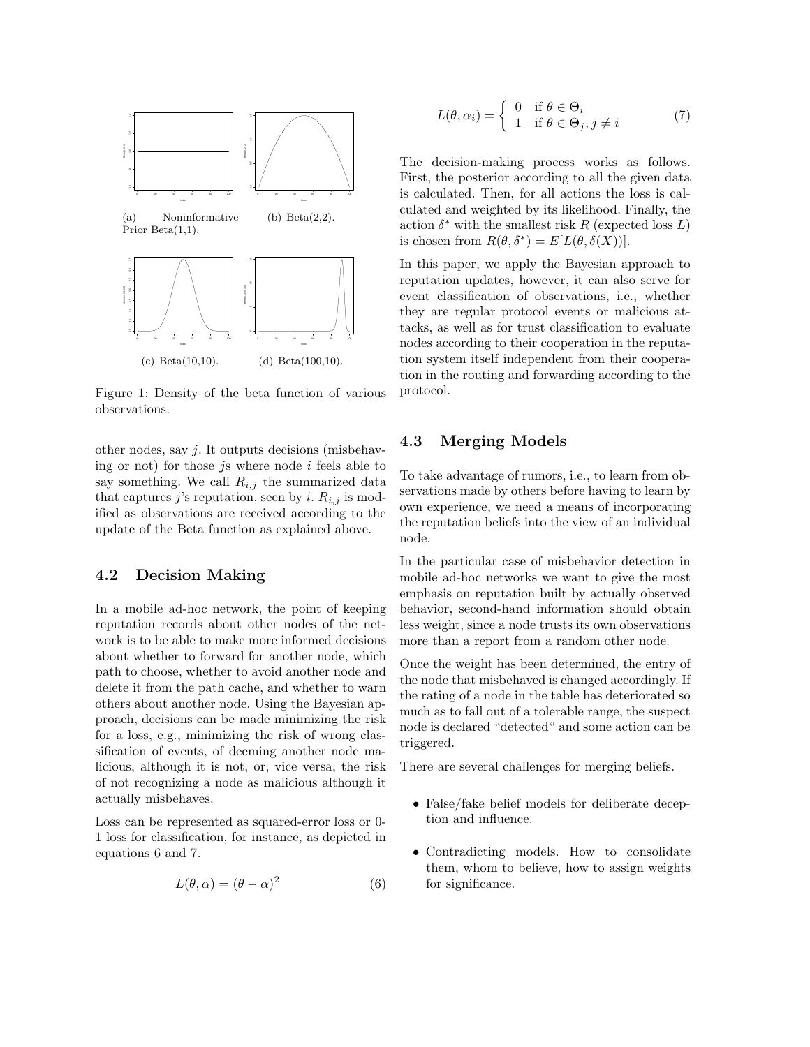(a) Noninformative Prior Beta(1,1).

(b) Beta(2,2).

(c) Beta(10,10).

(d) Beta(100,10).

Figure 1: Density of the beta function of various observations.

other nodes, say $j$. It outputs decisions (misbehaving or not) for those $j$s where node $i$ feels able to say something. We call $R_{i,j}$ the summarized data that captures $j$'s reputation, seen by $i$. $R_{i,j}$ is modified as observations are received according to the update of the Beta function as explained above.

## 4.2 Decision Making

In a mobile ad-hoc network, the point of keeping reputation records about other nodes of the network is to be able to make more informed decisions about whether to forward for another node, which path to choose, whether to avoid another node and delete it from the path cache, and whether to warn others about another node. Using the Bayesian approach, decisions can be made minimizing the risk for a loss, e.g., minimizing the risk of wrong classification of events, of deeming another node malicious, although it is not, or, vice versa, the risk of not recognizing a node as malicious although it actually misbehaves.

Loss can be represented as squared-error loss or 0-1 loss for classification, for instance, as depicted in equations 6 and 7.

$$L(\theta, \alpha) = (\theta - \alpha)^2 \tag{6}$$

$$L(\theta, \alpha_i) = \begin{cases} 0 & \text{if } \theta \in \Theta_i \\ 1 & \text{if } \theta \in \Theta_j, j \neq i \end{cases} \tag{7}$$

The decision-making process works as follows. First, the posterior according to all the given data is calculated. Then, for all actions the loss is calculated and weighted by its likelihood. Finally, the action $\delta^*$ with the smallest risk $R$ (expected loss $L$) is chosen from $R(\theta, \delta^*) = E[L(\theta, \delta(X))]$.

In this paper, we apply the Bayesian approach to reputation updates, however, it can also serve for event classification of observations, i.e., whether they are regular protocol events or malicious attacks, as well as for trust classification to evaluate nodes according to their cooperation in the reputation system itself independent from their cooperation in the routing and forwarding according to the protocol.

## 4.3 Merging Models

To take advantage of rumors, i.e., to learn from observations made by others before having to learn by own experience, we need a means of incorporating the reputation beliefs into the view of an individual node.

In the particular case of misbehavior detection in mobile ad-hoc networks we want to give the most emphasis on reputation built by actually observed behavior, second-hand information should obtain less weight, since a node trusts its own observations more than a report from a random other node.

Once the weight has been determined, the entry of the node that misbehaved is changed accordingly. If the rating of a node in the table has deteriorated so much as to fall out of a tolerable range, the suspect node is declared "detected" and some action can be triggered.

There are several challenges for merging beliefs.

- False/fake belief models for deliberate deception and influence.
- Contradicting models. How to consolidate them, whom to believe, how to assign weights for significance.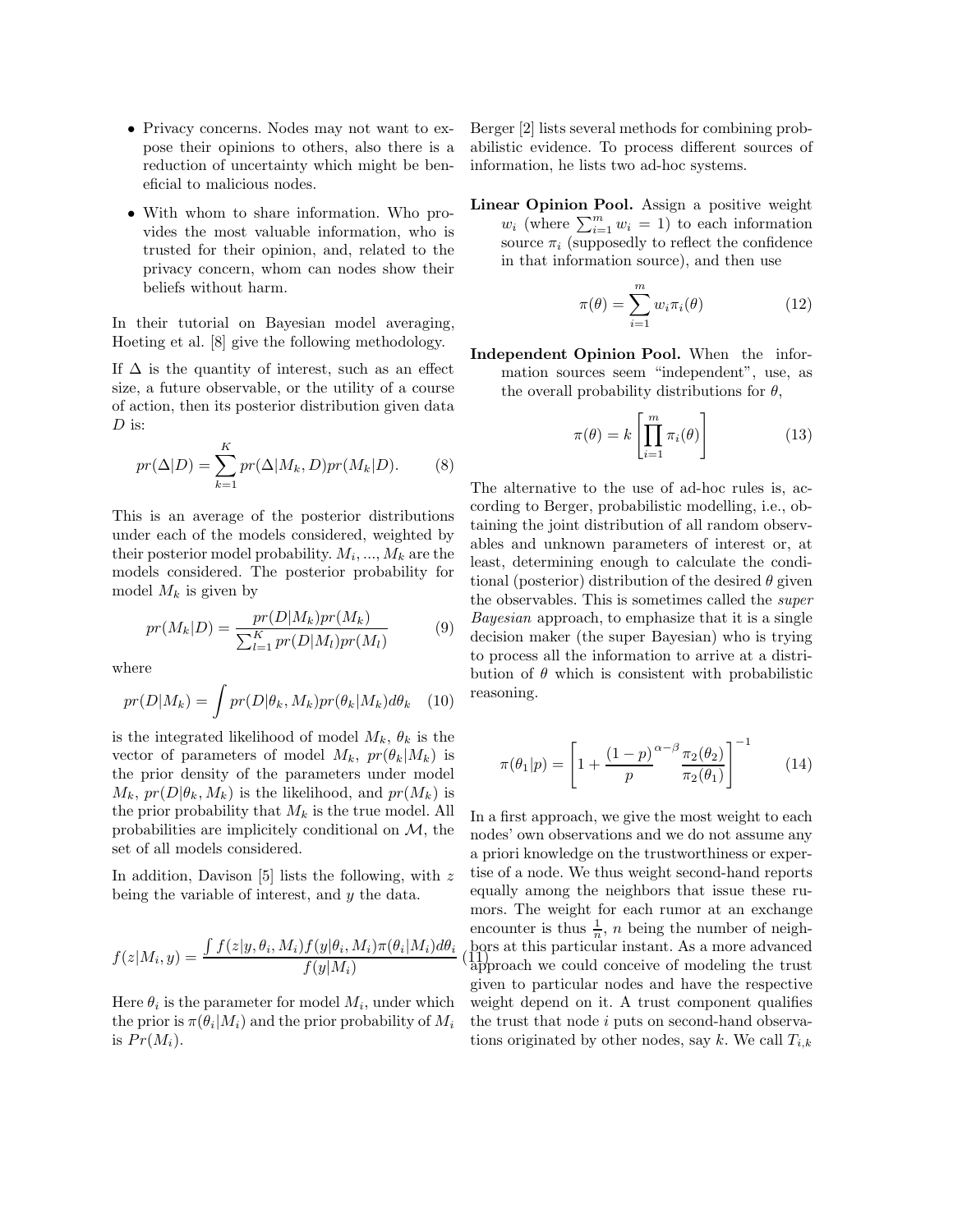- Privacy concerns. Nodes may not want to expose their opinions to others, also there is a reduction of uncertainty which might be beneficial to malicious nodes.
- With whom to share information. Who provides the most valuable information, who is trusted for their opinion, and, related to the privacy concern, whom can nodes show their beliefs without harm.

In their tutorial on Bayesian model averaging, Hoeting et al. [8] give the following methodology.

If $\Delta$ is the quantity of interest, such as an effect size, a future observable, or the utility of a course of action, then its posterior distribution given data $D$ is:

$$pr(\Delta|D) = \sum_{k=1}^{K} pr(\Delta|M_k, D) pr(M_k|D). \quad (8)$$

This is an average of the posterior distributions under each of the models considered, weighted by their posterior model probability. $M_i, ..., M_k$ are the models considered. The posterior probability for model $M_k$ is given by

$$pr(M_k|D) = \frac{pr(D|M_k)pr(M_k)}{\sum_{l=1}^{K} pr(D|M_l)pr(M_l)} \quad (9)$$

where

$$pr(D|M_k) = \int pr(D|\theta_k, M_k)pr(\theta_k|M_k)d\theta_k \quad (10)$$

is the integrated likelihood of model $M_k$, $\theta_k$ is the vector of parameters of model $M_k$, $pr(\theta_k|M_k)$ is the prior density of the parameters under model $M_k$, $pr(D|\theta_k, M_k)$ is the likelihood, and $pr(M_k)$ is the prior probability that $M_k$ is the true model. All probabilities are implicitely conditional on $\mathcal{M}$, the set of all models considered.

In addition, Davison [5] lists the following, with $z$ being the variable of interest, and $y$ the data.

$$f(z|M_i, y) = \frac{\int f(z|y, \theta_i, M_i) f(y|\theta_i, M_i) \pi(\theta_i|M_i) d\theta_i}{f(y|M_i)} \quad (11)$$

Here $\theta_i$ is the parameter for model $M_i$, under which the prior is $\pi(\theta_i|M_i)$ and the prior probability of $M_i$ is $Pr(M_i)$.

Berger [2] lists several methods for combining probabilistic evidence. To process different sources of information, he lists two ad-hoc systems.

**Linear Opinion Pool.** Assign a positive weight $w_i$ (where $\sum_{i=1}^{m} w_i = 1$) to each information source $\pi_i$ (supposedly to reflect the confidence in that information source), and then use

$$\pi(\theta) = \sum_{i=1}^{m} w_i \pi_i(\theta) \quad (12)$$

**Independent Opinion Pool.** When the information sources seem "independent", use, as the overall probability distributions for $\theta$,

$$\pi(\theta) = k \left[ \prod_{i=1}^{m} \pi_i(\theta) \right] \quad (13)$$

The alternative to the use of ad-hoc rules is, according to Berger, probabilistic modelling, i.e., obtaining the joint distribution of all random observables and unknown parameters of interest or, at least, determining enough to calculate the conditional (posterior) distribution of the desired $\theta$ given the observables. This is sometimes called the *super Bayesian* approach, to emphasize that it is a single decision maker (the super Bayesian) who is trying to process all the information to arrive at a distribution of $\theta$ which is consistent with probabilistic reasoning.

$$\pi(\theta_1|p) = \left[ 1 + \frac{(1-p)}{p}^{\alpha-\beta} \frac{\pi_2(\theta_2)}{\pi_2(\theta_1)} \right]^{-1} \quad (14)$$

In a first approach, we give the most weight to each nodes' own observations and we do not assume any a priori knowledge on the trustworthiness or expertise of a node. We thus weight second-hand reports equally among the neighbors that issue these rumors. The weight for each rumor at an exchange encounter is thus $\frac{1}{n}$, $n$ being the number of neighbors at this particular instant. As a more advanced approach we could conceive of modeling the trust given to particular nodes and have the respective weight depend on it. A trust component qualifies the trust that node $i$ puts on second-hand observations originated by other nodes, say $k$. We call $T_{i,k}$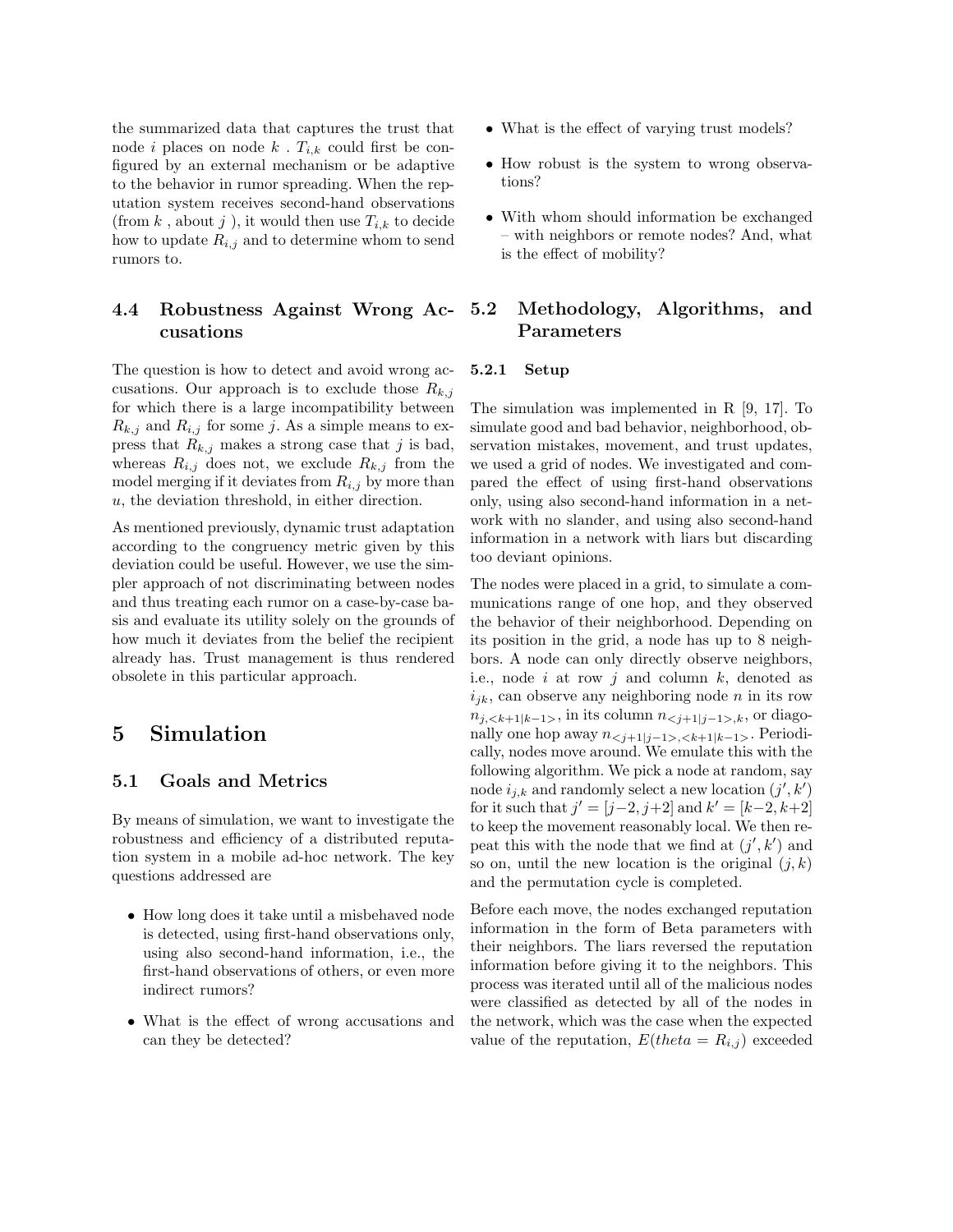the summarized data that captures the trust that node $i$ places on node $k$ . $T_{i,k}$ could first be configured by an external mechanism or be adaptive to the behavior in rumor spreading. When the reputation system receives second-hand observations (from $k$ , about $j$ ), it would then use $T_{i,k}$ to decide how to update $R_{i,j}$ and to determine whom to send rumors to.

### 4.4 Robustness Against Wrong Accusations

The question is how to detect and avoid wrong accusations. Our approach is to exclude those $R_{k,j}$ for which there is a large incompatibility between $R_{k,j}$ and $R_{i,j}$ for some $j$. As a simple means to express that $R_{k,j}$ makes a strong case that $j$ is bad, whereas $R_{i,j}$ does not, we exclude $R_{k,j}$ from the model merging if it deviates from $R_{i,j}$ by more than $u$, the deviation threshold, in either direction.

As mentioned previously, dynamic trust adaptation according to the congruency metric given by this deviation could be useful. However, we use the simpler approach of not discriminating between nodes and thus treating each rumor on a case-by-case basis and evaluate its utility solely on the grounds of how much it deviates from the belief the recipient already has. Trust management is thus rendered obsolete in this particular approach.

## 5 Simulation

### 5.1 Goals and Metrics

By means of simulation, we want to investigate the robustness and efficiency of a distributed reputation system in a mobile ad-hoc network. The key questions addressed are

- How long does it take until a misbehaved node is detected, using first-hand observations only, using also second-hand information, i.e., the first-hand observations of others, or even more indirect rumors?
- What is the effect of wrong accusations and can they be detected?
- What is the effect of varying trust models?
- How robust is the system to wrong observations?
- With whom should information be exchanged – with neighbors or remote nodes? And, what is the effect of mobility?

### 5.2 Methodology, Algorithms, and Parameters

#### 5.2.1 Setup

The simulation was implemented in R [9, 17]. To simulate good and bad behavior, neighborhood, observation mistakes, movement, and trust updates, we used a grid of nodes. We investigated and compared the effect of using first-hand observations only, using also second-hand information in a network with no slander, and using also second-hand information in a network with liars but discarding too deviant opinions.

The nodes were placed in a grid, to simulate a communications range of one hop, and they observed the behavior of their neighborhood. Depending on its position in the grid, a node has up to 8 neighbors. A node can only directly observe neighbors, i.e., node $i$ at row $j$ and column $k$, denoted as $i_{jk}$, can observe any neighboring node $n$ in its row $n_{j,<k+1|k-1>}$, in its column $n_{<j+1|j-1>,k}$, or diagonally one hop away $n_{<j+1|j-1>,<k+1|k-1>}$. Periodically, nodes move around. We emulate this with the following algorithm. We pick a node at random, say node $i_{j,k}$ and randomly select a new location $(j', k')$ for it such that $j' = [j-2, j+2]$ and $k' = [k-2, k+2]$ to keep the movement reasonably local. We then repeat this with the node that we find at $(j', k')$ and so on, until the new location is the original $(j, k)$ and the permutation cycle is completed.

Before each move, the nodes exchanged reputation information in the form of Beta parameters with their neighbors. The liars reversed the reputation information before giving it to the neighbors. This process was iterated until all of the malicious nodes were classified as detected by all of the nodes in the network, which was the case when the expected value of the reputation, $E(theta = R_{i,j})$ exceeded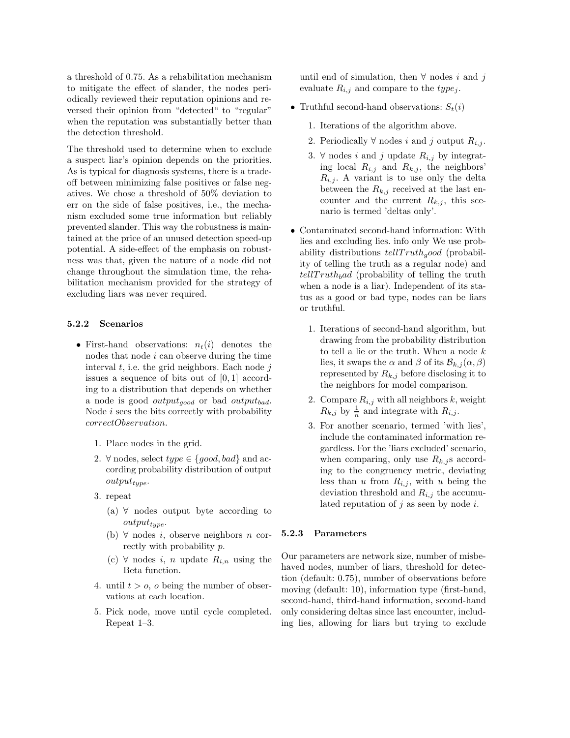a threshold of 0.75. As a rehabilitation mechanism to mitigate the effect of slander, the nodes periodically reviewed their reputation opinions and reversed their opinion from "detected" to "regular" when the reputation was substantially better than the detection threshold.

The threshold used to determine when to exclude a suspect liar's opinion depends on the priorities. As is typical for diagnosis systems, there is a tradeoff between minimizing false positives or false negatives. We chose a threshold of 50% deviation to err on the side of false positives, i.e., the mechanism excluded some true information but reliably prevented slander. This way the robustness is maintained at the price of an unused detection speed-up potential. A side-effect of the emphasis on robustness was that, given the nature of a node did not change throughout the simulation time, the rehabilitation mechanism provided for the strategy of excluding liars was never required.

### 5.2.2 Scenarios

- First-hand observations: $n_t(i)$ denotes the nodes that node $i$ can observe during the time interval $t$, i.e. the grid neighbors. Each node $j$ issues a sequence of bits out of $[0, 1]$ according to a distribution that depends on whether a node is good $output_{good}$ or bad $output_{bad}$. Node $i$ sees the bits correctly with probability $correctObservation$.
  1. Place nodes in the grid.
  2. $\forall$ nodes, select $type \in \{good, bad\}$ and according probability distribution of output $output_{type}$.
  3. repeat
     (a) $\forall$ nodes output byte according to $output_{type}$.
     (b) $\forall$ nodes $i$, observe neighbors $n$ correctly with probability $p$.
     (c) $\forall$ nodes $i$, $n$ update $R_{i,n}$ using the Beta function.
  4. until $t > o$, $o$ being the number of observations at each location.
  5. Pick node, move until cycle completed. Repeat 1–3.

  until end of simulation, then $\forall$ nodes $i$ and $j$ evaluate $R_{i,j}$ and compare to the $type_j$.
- Truthful second-hand observations: $S_t(i)$
  1. Iterations of the algorithm above.
  2. Periodically $\forall$ nodes $i$ and $j$ output $R_{i,j}$.
  3. $\forall$ nodes $i$ and $j$ update $R_{i,j}$ by integrating local $R_{i,j}$ and $R_{k,j}$, the neighbors' $R_{i,j}$. A variant is to use only the delta between the $R_{k,j}$ received at the last encounter and the current $R_{k,j}$, this scenario is termed 'deltas only'.
- Contaminated second-hand information: With lies and excluding lies. info only We use probability distributions $tellTruth_good$ (probability of telling the truth as a regular node) and $tellTruth_bad$ (probability of telling the truth when a node is a liar). Independent of its status as a good or bad type, nodes can be liars or truthful.
  1. Iterations of second-hand algorithm, but drawing from the probability distribution to tell a lie or the truth. When a node $k$ lies, it swaps the $\alpha$ and $\beta$ of its $\mathcal{B}_{k,j}(\alpha, \beta)$ represented by $R_{k,j}$ before disclosing it to the neighbors for model comparison.
  2. Compare $R_{i,j}$ with all neighbors $k$, weight $R_{k,j}$ by $\frac{1}{n}$ and integrate with $R_{i,j}$.
  3. For another scenario, termed 'with lies', include the contaminated information regardless. For the 'liars excluded' scenario, when comparing, only use $R_{k,j}$s according to the congruency metric, deviating less than $u$ from $R_{i,j}$, with $u$ being the deviation threshold and $R_{i,j}$ the accumulated reputation of $j$ as seen by node $i$.

### 5.2.3 Parameters

Our parameters are network size, number of misbehaved nodes, number of liars, threshold for detection (default: 0.75), number of observations before moving (default: 10), information type (first-hand, second-hand, third-hand information, second-hand only considering deltas since last encounter, including lies, allowing for liars but trying to exclude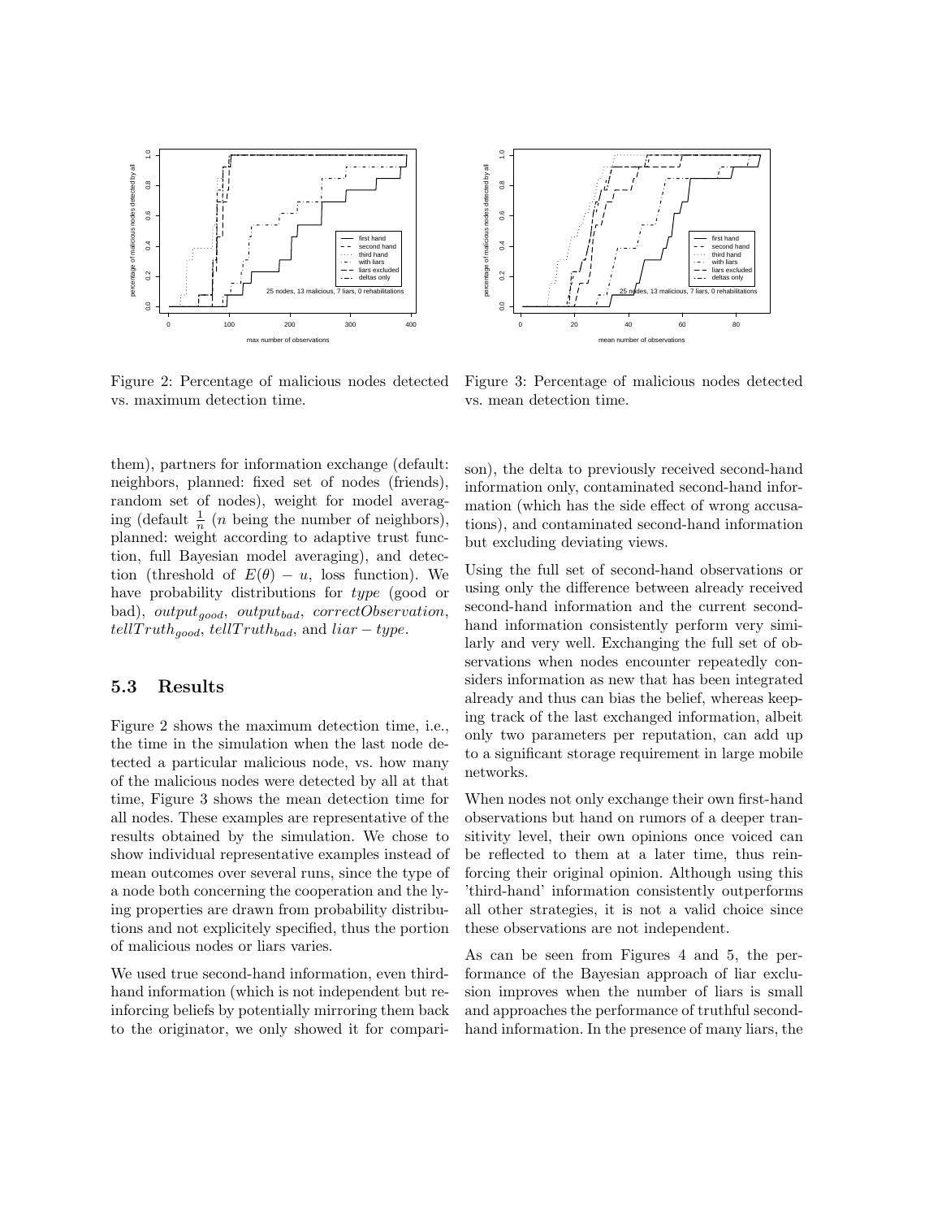Figure 2: Percentage of malicious nodes detected vs. maximum detection time.

Figure 3: Percentage of malicious nodes detected vs. mean detection time.

them), partners for information exchange (default: neighbors, planned: fixed set of nodes (friends), random set of nodes), weight for model averaging (default $\frac{1}{n}$ ($n$ being the number of neighbors), planned: weight according to adaptive trust function, full Bayesian model averaging), and detection (threshold of $E(\theta) - u$, loss function). We have probability distributions for *type* (good or bad), $output_{good}$, $output_{bad}$, $correctObservation$, $tellTruth_{good}$, $tellTruth_{bad}$, and $liar - type$.

### 5.3 Results

Figure 2 shows the maximum detection time, i.e., the time in the simulation when the last node detected a particular malicious node, vs. how many of the malicious nodes were detected by all at that time, Figure 3 shows the mean detection time for all nodes. These examples are representative of the results obtained by the simulation. We chose to show individual representative examples instead of mean outcomes over several runs, since the type of a node both concerning the cooperation and the lying properties are drawn from probability distributions and not explicitely specified, thus the portion of malicious nodes or liars varies.

We used true second-hand information, even third-hand information (which is not independent but reinforcing beliefs by potentially mirroring them back to the originator, we only showed it for comparison), the delta to previously received second-hand information only, contaminated second-hand information (which has the side effect of wrong accusations), and contaminated second-hand information but excluding deviating views.

Using the full set of second-hand observations or using only the difference between already received second-hand information and the current second-hand information consistently perform very similarly and very well. Exchanging the full set of observations when nodes encounter repeatedly considers information as new that has been integrated already and thus can bias the belief, whereas keeping track of the last exchanged information, albeit only two parameters per reputation, can add up to a significant storage requirement in large mobile networks.

When nodes not only exchange their own first-hand observations but hand on rumors of a deeper transitivity level, their own opinions once voiced can be reflected to them at a later time, thus reinforcing their original opinion. Although using this 'third-hand' information consistently outperforms all other strategies, it is not a valid choice since these observations are not independent.

As can be seen from Figures 4 and 5, the performance of the Bayesian approach of liar exclusion improves when the number of liars is small and approaches the performance of truthful second-hand information. In the presence of many liars, the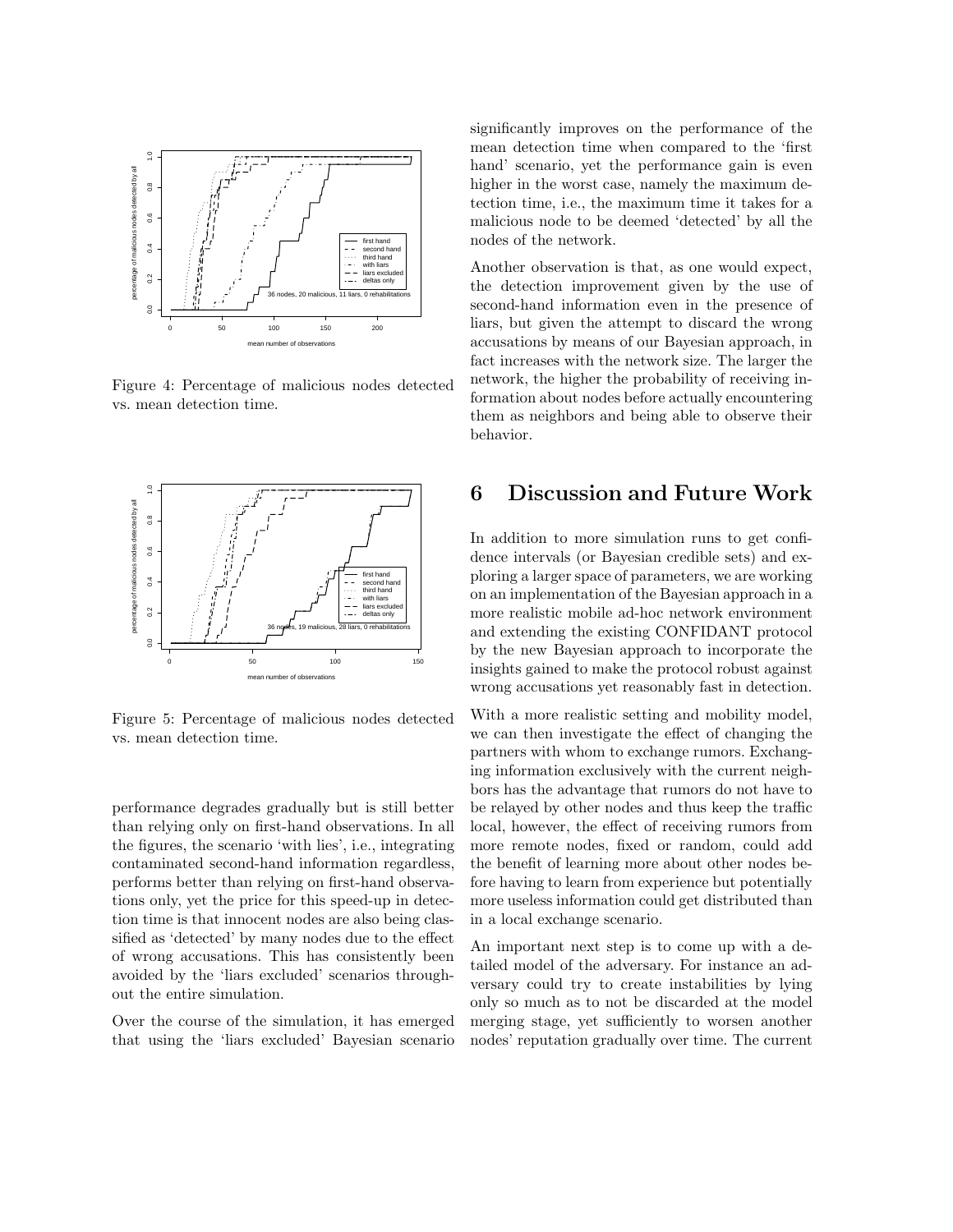Figure 4: Percentage of malicious nodes detected vs. mean detection time.

Figure 5: Percentage of malicious nodes detected vs. mean detection time.

performance degrades gradually but is still better than relying only on first-hand observations. In all the figures, the scenario 'with lies', i.e., integrating contaminated second-hand information regardless, performs better than relying on first-hand observations only, yet the price for this speed-up in detection time is that innocent nodes are also being classified as 'detected' by many nodes due to the effect of wrong accusations. This has consistently been avoided by the 'liars excluded' scenarios throughout the entire simulation.

Over the course of the simulation, it has emerged that using the 'liars excluded' Bayesian scenario significantly improves on the performance of the mean detection time when compared to the 'first hand' scenario, yet the performance gain is even higher in the worst case, namely the maximum detection time, i.e., the maximum time it takes for a malicious node to be deemed 'detected' by all the nodes of the network.

Another observation is that, as one would expect, the detection improvement given by the use of second-hand information even in the presence of liars, but given the attempt to discard the wrong accusations by means of our Bayesian approach, in fact increases with the network size. The larger the network, the higher the probability of receiving information about nodes before actually encountering them as neighbors and being able to observe their behavior.

## 6 Discussion and Future Work

In addition to more simulation runs to get confidence intervals (or Bayesian credible sets) and exploring a larger space of parameters, we are working on an implementation of the Bayesian approach in a more realistic mobile ad-hoc network environment and extending the existing CONFIDANT protocol by the new Bayesian approach to incorporate the insights gained to make the protocol robust against wrong accusations yet reasonably fast in detection.

With a more realistic setting and mobility model, we can then investigate the effect of changing the partners with whom to exchange rumors. Exchanging information exclusively with the current neighbors has the advantage that rumors do not have to be relayed by other nodes and thus keep the traffic local, however, the effect of receiving rumors from more remote nodes, fixed or random, could add the benefit of learning more about other nodes before having to learn from experience but potentially more useless information could get distributed than in a local exchange scenario.

An important next step is to come up with a detailed model of the adversary. For instance an adversary could try to create instabilities by lying only so much as to not be discarded at the model merging stage, yet sufficiently to worsen another nodes' reputation gradually over time. The current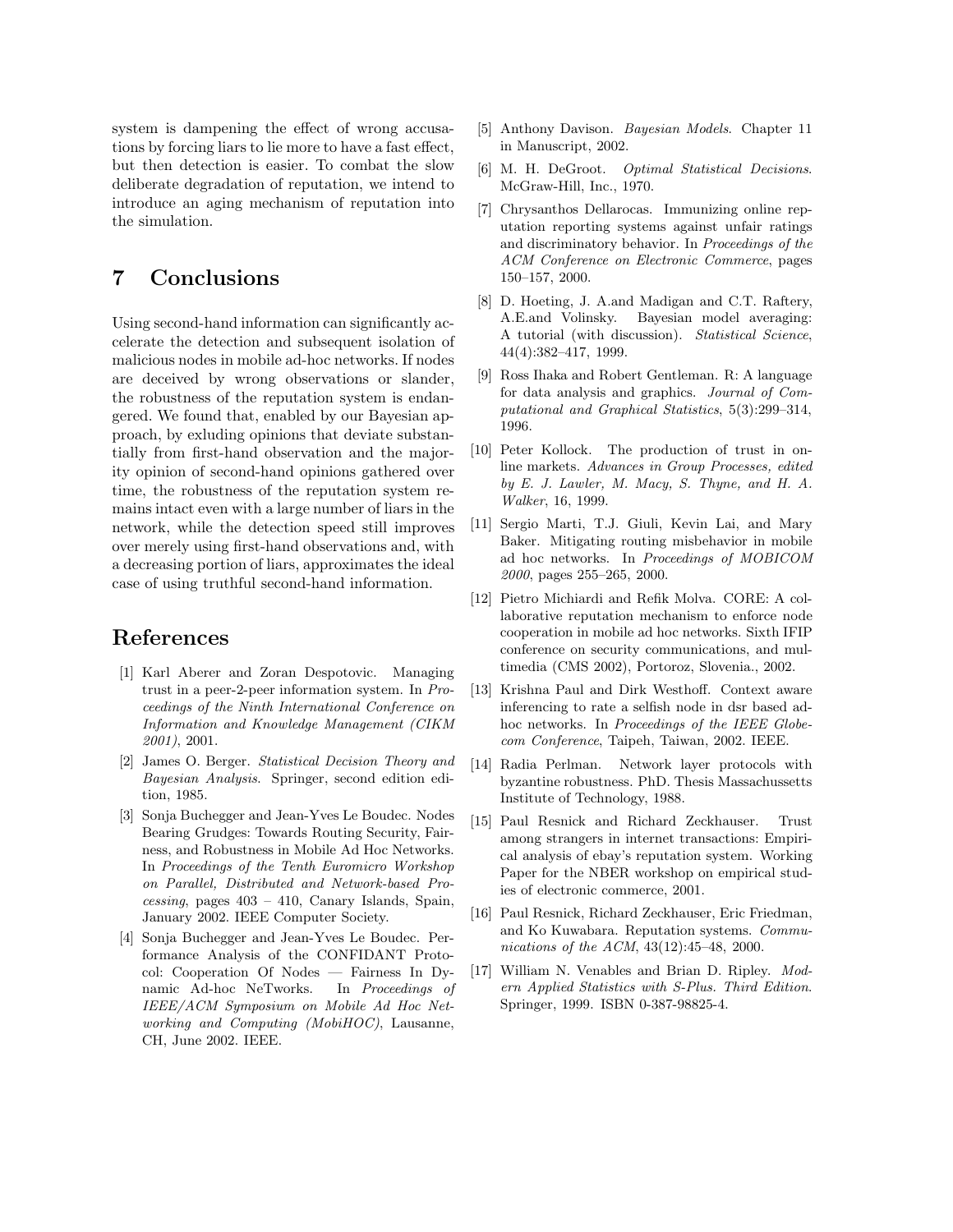system is dampening the effect of wrong accusations by forcing liars to lie more to have a fast effect, but then detection is easier. To combat the slow deliberate degradation of reputation, we intend to introduce an aging mechanism of reputation into the simulation.

## 7 Conclusions

Using second-hand information can significantly accelerate the detection and subsequent isolation of malicious nodes in mobile ad-hoc networks. If nodes are deceived by wrong observations or slander, the robustness of the reputation system is endangered. We found that, enabled by our Bayesian approach, by exluding opinions that deviate substantially from first-hand observation and the majority opinion of second-hand opinions gathered over time, the robustness of the reputation system remains intact even with a large number of liars in the network, while the detection speed still improves over merely using first-hand observations and, with a decreasing portion of liars, approximates the ideal case of using truthful second-hand information.

## References

[1] Karl Aberer and Zoran Despotovic. Managing trust in a peer-2-peer information system. In *Proceedings of the Ninth International Conference on Information and Knowledge Management (CIKM 2001)*, 2001.

[2] James O. Berger. *Statistical Decision Theory and Bayesian Analysis*. Springer, second edition edition, 1985.

[3] Sonja Buchegger and Jean-Yves Le Boudec. Nodes Bearing Grudges: Towards Routing Security, Fairness, and Robustness in Mobile Ad Hoc Networks. In *Proceedings of the Tenth Euromicro Workshop on Parallel, Distributed and Network-based Processing*, pages 403 – 410, Canary Islands, Spain, January 2002. IEEE Computer Society.

[4] Sonja Buchegger and Jean-Yves Le Boudec. Performance Analysis of the CONFIDANT Protocol: Cooperation Of Nodes — Fairness In Dynamic Ad-hoc NeTworks. In *Proceedings of IEEE/ACM Symposium on Mobile Ad Hoc Networking and Computing (MobiHOC)*, Lausanne, CH, June 2002. IEEE.

[5] Anthony Davison. *Bayesian Models*. Chapter 11 in Manuscript, 2002.

[6] M. H. DeGroot. *Optimal Statistical Decisions*. McGraw-Hill, Inc., 1970.

[7] Chrysanthos Dellarocas. Immunizing online reputation reporting systems against unfair ratings and discriminatory behavior. In *Proceedings of the ACM Conference on Electronic Commerce*, pages 150–157, 2000.

[8] D. Hoeting, J. A.and Madigan and C.T. Raftery, A.E.and Volinsky. Bayesian model averaging: A tutorial (with discussion). *Statistical Science*, 44(4):382–417, 1999.

[9] Ross Ihaka and Robert Gentleman. R: A language for data analysis and graphics. *Journal of Computational and Graphical Statistics*, 5(3):299–314, 1996.

[10] Peter Kollock. The production of trust in online markets. *Advances in Group Processes, edited by E. J. Lawler, M. Macy, S. Thyne, and H. A. Walker*, 16, 1999.

[11] Sergio Marti, T.J. Giuli, Kevin Lai, and Mary Baker. Mitigating routing misbehavior in mobile ad hoc networks. In *Proceedings of MOBICOM 2000*, pages 255–265, 2000.

[12] Pietro Michiardi and Refik Molva. CORE: A collaborative reputation mechanism to enforce node cooperation in mobile ad hoc networks. Sixth IFIP conference on security communications, and multimedia (CMS 2002), Portoroz, Slovenia., 2002.

[13] Krishna Paul and Dirk Westhoff. Context aware inferencing to rate a selfish node in dsr based adhoc networks. In *Proceedings of the IEEE Globecom Conference*, Taipeh, Taiwan, 2002. IEEE.

[14] Radia Perlman. Network layer protocols with byzantine robustness. PhD. Thesis Massachussetts Institute of Technology, 1988.

[15] Paul Resnick and Richard Zeckhauser. Trust among strangers in internet transactions: Empirical analysis of ebay's reputation system. Working Paper for the NBER workshop on empirical studies of electronic commerce, 2001.

[16] Paul Resnick, Richard Zeckhauser, Eric Friedman, and Ko Kuwabara. Reputation systems. *Communications of the ACM*, 43(12):45–48, 2000.

[17] William N. Venables and Brian D. Ripley. *Modern Applied Statistics with S-Plus. Third Edition*. Springer, 1999. ISBN 0-387-98825-4.